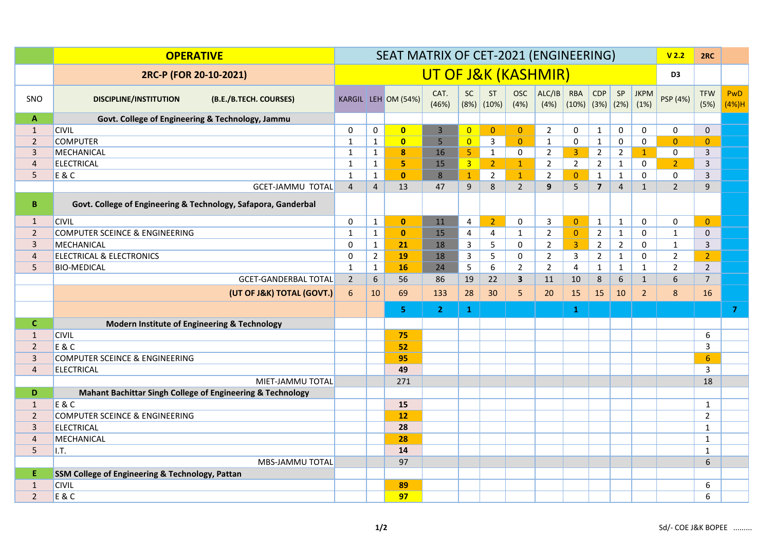| | OPERATIVE | SEAT MATRIX OF CET-2021 (ENGINEERING) | | | | | | | | | | | | V 2.2 | 2RC | |
|---|---|---|---|---|---|---|---|---|---|---|---|---|---|---|---|---|
| | 2RC-P (FOR 20-10-2021) | UT OF J&K (KASHMIR) | | | | | | | | | | | | D3 | | |
| SNO | DISCIPLINE/INSTITUTION (B.E./B.TECH. COURSES) | KARGIL | LEH | OM (54%) | CAT. (46%) | SC (8%) | ST (10%) | OSC (4%) | ALC/IB (4%) | RBA (10%) | CDP (3%) | SP (2%) | JKPM (1%) | PSP (4%) | TFW (5%) | PwD (4%)H |
| **A** | **Govt. College of Engineering & Technology, Jammu** | | | | | | | | | | | | | | | |
| 1 | CIVIL | 0 | 0 | **0** | 3 | 0 | 0 | 0 | 2 | 0 | 1 | 0 | 0 | 0 | 0 | |
| 2 | COMPUTER | 1 | 1 | **0** | 5 | 0 | 3 | 0 | 1 | 0 | 1 | 0 | 0 | 0 | 0 | |
| 3 | MECHANICAL | 1 | 1 | **8** | 16 | 5 | 1 | 0 | 2 | 3 | 2 | 2 | 1 | 0 | 3 | |
| 4 | ELECTRICAL | 1 | 1 | **5** | 15 | 3 | 2 | 1 | 2 | 2 | 2 | 1 | 0 | 2 | 3 | |
| 5 | E & C | 1 | 1 | **0** | 8 | 1 | 2 | 1 | 2 | 0 | 1 | 1 | 0 | 0 | 3 | |
| | GCET-JAMMU TOTAL | 4 | 4 | 13 | 47 | 9 | 8 | 2 | **9** | 5 | **7** | 4 | 1 | 2 | 9 | |
| **B** | **Govt. College of Engineering & Technology, Safapora, Ganderbal** | | | | | | | | | | | | | | | |
| 1 | CIVIL | 0 | 1 | **0** | 11 | 4 | 2 | 0 | 3 | 0 | 1 | 1 | 0 | 0 | 0 | |
| 2 | COMPUTER SCEINCE & ENGINEERING | 1 | 1 | **0** | 15 | 4 | 4 | 1 | 2 | 0 | 2 | 1 | 0 | 1 | 0 | |
| 3 | MECHANICAL | 0 | 1 | **21** | 18 | 3 | 5 | 0 | 2 | 3 | 2 | 2 | 0 | 1 | 3 | |
| 4 | ELECTRICAL & ELECTRONICS | 0 | 2 | **19** | 18 | 3 | 5 | 0 | 2 | 3 | 2 | 1 | 0 | 2 | 2 | |
| 5 | BIO-MEDICAL | 1 | 1 | **16** | 24 | 5 | 6 | 2 | 2 | 4 | 1 | 1 | 1 | 2 | 2 | |
| | GCET-GANDERBAL TOTAL | 2 | 6 | 56 | 86 | 19 | 22 | **3** | 11 | 10 | 8 | 6 | 1 | 6 | 7 | |
| | **(UT OF J&K) TOTAL (GOVT.)** | 6 | 10 | 69 | 133 | 28 | 30 | 5 | 20 | 15 | 15 | 10 | 2 | 8 | 16 | |
| | | | | **5** | **2** | **1** | | | | **1** | | | | | | **7** |
| **C** | **Modern Institute of Engineering & Technology** | | | | | | | | | | | | | | | |
| 1 | CIVIL | | | **75** | | | | | | | | | | | 6 | |
| 2 | E & C | | | **52** | | | | | | | | | | | 3 | |
| 3 | COMPUTER SCEINCE & ENGINEERING | | | **95** | | | | | | | | | | | 6 | |
| 4 | ELECTRICAL | | | **49** | | | | | | | | | | | 3 | |
| | MIET-JAMMU TOTAL | | | 271 | | | | | | | | | | | 18 | |
| **D** | **Mahant Bachittar Singh College of Engineering & Technology** | | | | | | | | | | | | | | | |
| 1 | E & C | | | **15** | | | | | | | | | | | 1 | |
| 2 | COMPUTER SCEINCE & ENGINEERING | | | **12** | | | | | | | | | | | 2 | |
| 3 | ELECTRICAL | | | **28** | | | | | | | | | | | 1 | |
| 4 | MECHANICAL | | | **28** | | | | | | | | | | | 1 | |
| 5 | I.T. | | | **14** | | | | | | | | | | | 1 | |
| | MBS-JAMMU TOTAL | | | 97 | | | | | | | | | | | 6 | |
| **E** | **SSM College of Engineering & Technology, Pattan** | | | | | | | | | | | | | | | |
| 1 | CIVIL | | | **89** | | | | | | | | | | | 6 | |
| 2 | E & C | | | **97** | | | | | | | | | | | 6 | |

Sd/- COE J&K BOPEE .........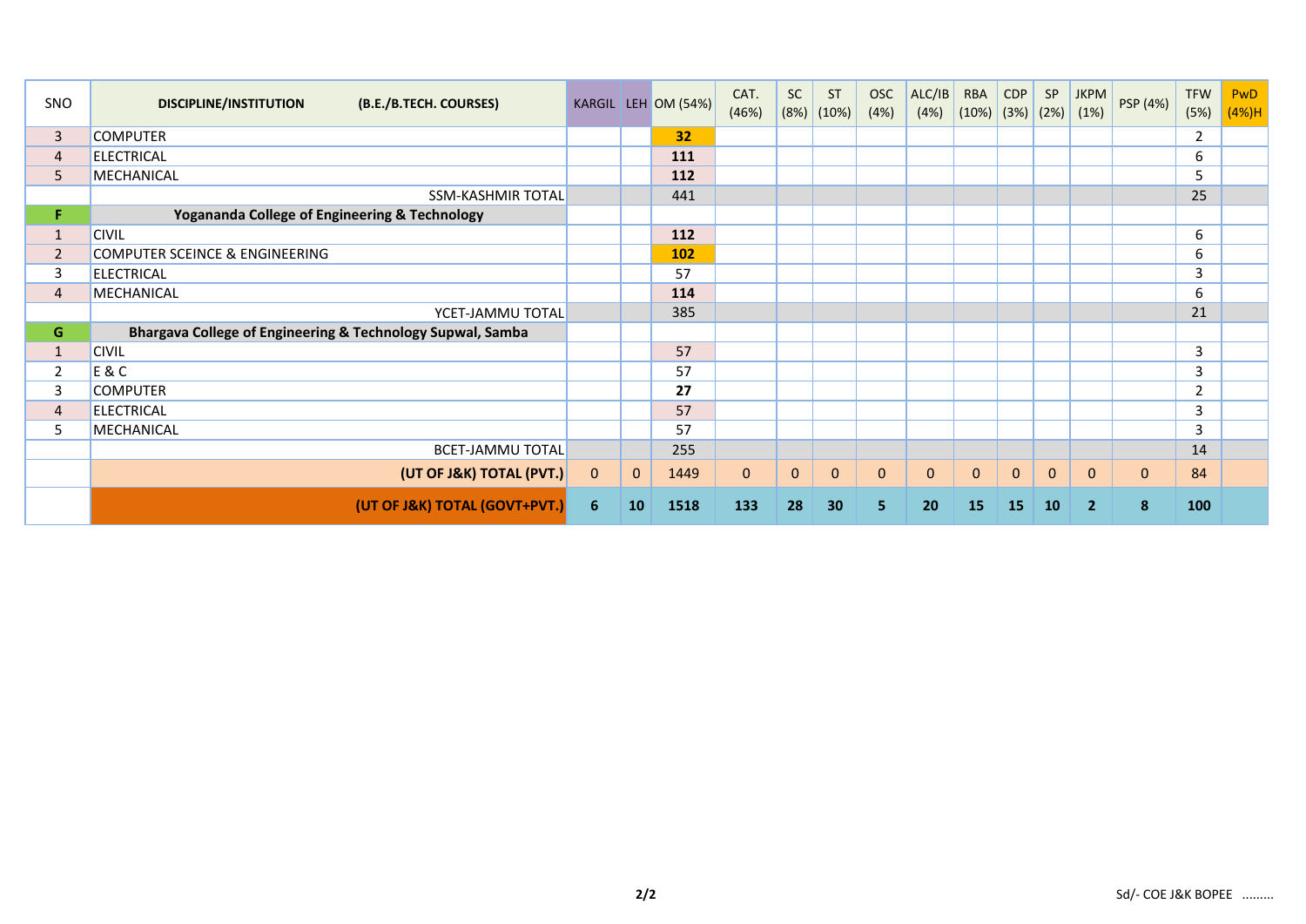| SNO | DISCIPLINE/INSTITUTION (B.E./B.TECH. COURSES) | KARGIL | LEH | OM (54%) | CAT. (46%) | SC (8%) | ST (10%) | OSC (4%) | ALC/IB (4%) | RBA (10%) | CDP (3%) | SP (2%) | JKPM (1%) | PSP (4%) | TFW (5%) | PwD (4%)H |
|---|---|---|---|---|---|---|---|---|---|---|---|---|---|---|---|---|
| 3 | COMPUTER | | | **32** | | | | | | | | | | | 2 | |
| 4 | ELECTRICAL | | | **111** | | | | | | | | | | | 6 | |
| 5 | MECHANICAL | | | **112** | | | | | | | | | | | 5 | |
| | SSM-KASHMIR TOTAL | | | 441 | | | | | | | | | | | 25 | |
| **F** | **Yogananda College of Engineering & Technology** | | | | | | | | | | | | | | | |
| 1 | CIVIL | | | **112** | | | | | | | | | | | 6 | |
| 2 | COMPUTER SCEINCE & ENGINEERING | | | **102** | | | | | | | | | | | 6 | |
| 3 | ELECTRICAL | | | 57 | | | | | | | | | | | 3 | |
| 4 | MECHANICAL | | | **114** | | | | | | | | | | | 6 | |
| | YCET-JAMMU TOTAL | | | 385 | | | | | | | | | | | 21 | |
| **G** | **Bhargava College of Engineering & Technology Supwal, Samba** | | | | | | | | | | | | | | | |
| 1 | CIVIL | | | 57 | | | | | | | | | | | 3 | |
| 2 | E & C | | | 57 | | | | | | | | | | | 3 | |
| 3 | COMPUTER | | | **27** | | | | | | | | | | | 2 | |
| 4 | ELECTRICAL | | | 57 | | | | | | | | | | | 3 | |
| 5 | MECHANICAL | | | 57 | | | | | | | | | | | 3 | |
| | BCET-JAMMU TOTAL | | | 255 | | | | | | | | | | | 14 | |
| | **(UT OF J&K) TOTAL (PVT.)** | 0 | 0 | 1449 | 0 | 0 | 0 | 0 | 0 | 0 | 0 | 0 | 0 | 0 | 84 | |
| | **(UT OF J&K) TOTAL (GOVT+PVT.)** | **6** | **10** | **1518** | **133** | **28** | **30** | **5** | **20** | **15** | **15** | **10** | **2** | **8** | **100** | |

Sd/- COE J&K BOPEE .........